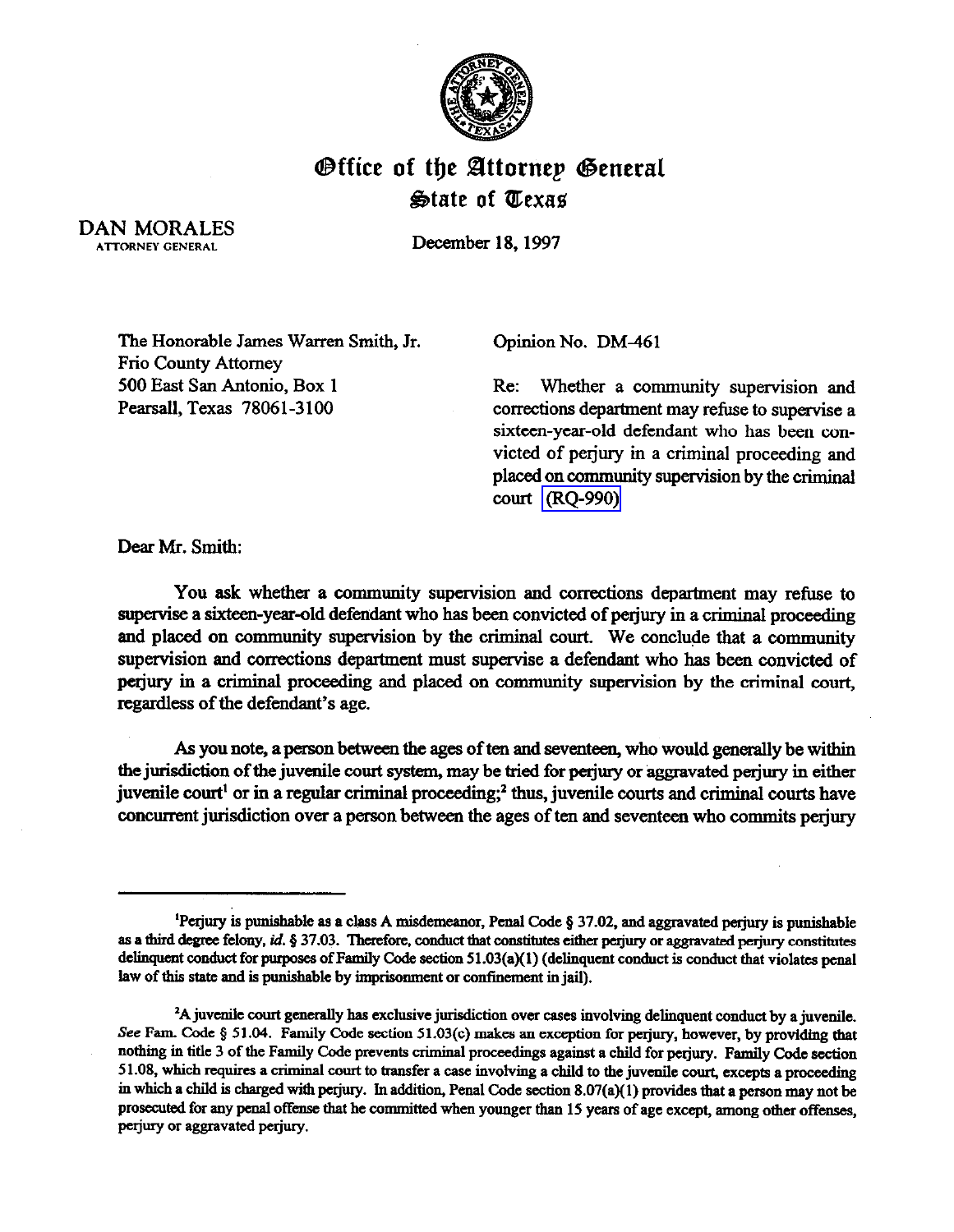# Office of the Attorney General
## State of Texas

DAN MORALES
ATTORNEY GENERAL

December 18, 1997

The Honorable James Warren Smith, Jr.
Frio County Attorney
500 East San Antonio, Box 1
Pearsall, Texas 78061-3100

Opinion No. DM-461

Re: Whether a community supervision and corrections department may refuse to supervise a sixteen-year-old defendant who has been convicted of perjury in a criminal proceeding and placed on community supervision by the criminal court (RQ-990)

Dear Mr. Smith:

You ask whether a community supervision and corrections department may refuse to supervise a sixteen-year-old defendant who has been convicted of perjury in a criminal proceeding and placed on community supervision by the criminal court. We conclude that a community supervision and corrections department must supervise a defendant who has been convicted of perjury in a criminal proceeding and placed on community supervision by the criminal court, regardless of the defendant's age.

As you note, a person between the ages of ten and seventeen, who would generally be within the jurisdiction of the juvenile court system, may be tried for perjury or aggravated perjury in either juvenile court[1] or in a regular criminal proceeding;[2] thus, juvenile courts and criminal courts have concurrent jurisdiction over a person between the ages of ten and seventeen who commits perjury

---

[1]Perjury is punishable as a class A misdemeanor, Penal Code § 37.02, and aggravated perjury is punishable as a third degree felony, *id.* § 37.03. Therefore, conduct that constitutes either perjury or aggravated perjury constitutes delinquent conduct for purposes of Family Code section 51.03(a)(1) (delinquent conduct is conduct that violates penal law of this state and is punishable by imprisonment or confinement in jail).

[2]A juvenile court generally has exclusive jurisdiction over cases involving delinquent conduct by a juvenile. *See* Fam. Code § 51.04. Family Code section 51.03(c) makes an exception for perjury, however, by providing that nothing in title 3 of the Family Code prevents criminal proceedings against a child for perjury. Family Code section 51.08, which requires a criminal court to transfer a case involving a child to the juvenile court, excepts a proceeding in which a child is charged with perjury. In addition, Penal Code section 8.07(a)(1) provides that a person may not be prosecuted for any penal offense that he committed when younger than 15 years of age except, among other offenses, perjury or aggravated perjury.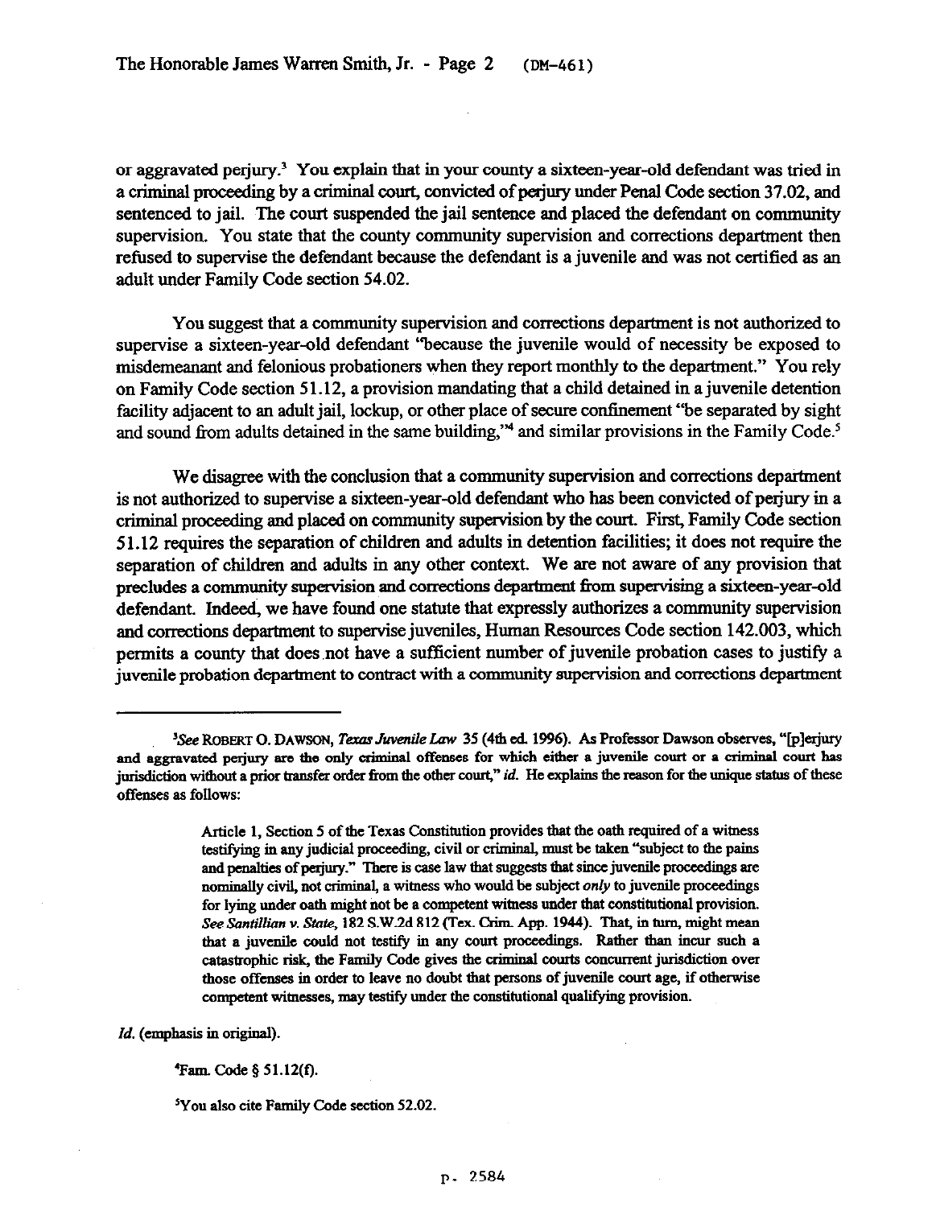or aggravated perjury.[3] You explain that in your county a sixteen-year-old defendant was tried in a criminal proceeding by a criminal court, convicted of perjury under Penal Code section 37.02, and sentenced to jail. The court suspended the jail sentence and placed the defendant on community supervision. You state that the county community supervision and corrections department then refused to supervise the defendant because the defendant is a juvenile and was not certified as an adult under Family Code section 54.02.

You suggest that a community supervision and corrections department is not authorized to supervise a sixteen-year-old defendant "because the juvenile would of necessity be exposed to misdemeanant and felonious probationers when they report monthly to the department." You rely on Family Code section 51.12, a provision mandating that a child detained in a juvenile detention facility adjacent to an adult jail, lockup, or other place of secure confinement "be separated by sight and sound from adults detained in the same building,"[4] and similar provisions in the Family Code.[5]

We disagree with the conclusion that a community supervision and corrections department is not authorized to supervise a sixteen-year-old defendant who has been convicted of perjury in a criminal proceeding and placed on community supervision by the court. First, Family Code section 51.12 requires the separation of children and adults in detention facilities; it does not require the separation of children and adults in any other context. We are not aware of any provision that precludes a community supervision and corrections department from supervising a sixteen-year-old defendant. Indeed, we have found one statute that expressly authorizes a community supervision and corrections department to supervise juveniles, Human Resources Code section 142.003, which permits a county that does not have a sufficient number of juvenile probation cases to justify a juvenile probation department to contract with a community supervision and corrections department

---

[3]*See* ROBERT O. DAWSON, *Texas Juvenile Law* 35 (4th ed. 1996). As Professor Dawson observes, "[p]erjury and aggravated perjury are the only criminal offenses for which either a juvenile court or a criminal court has jurisdiction without a prior transfer order from the other court," *id.* He explains the reason for the unique status of these offenses as follows:

> Article 1, Section 5 of the Texas Constitution provides that the oath required of a witness testifying in any judicial proceeding, civil or criminal, must be taken "subject to the pains and penalties of perjury." There is case law that suggests that since juvenile proceedings are nominally civil, not criminal, a witness who would be subject *only* to juvenile proceedings for lying under oath might not be a competent witness under that constitutional provision. *See Santillian v. State*, 182 S.W.2d 812 (Tex. Crim. App. 1944). That, in turn, might mean that a juvenile could not testify in any court proceedings. Rather than incur such a catastrophic risk, the Family Code gives the criminal courts concurrent jurisdiction over those offenses in order to leave no doubt that persons of juvenile court age, if otherwise competent witnesses, may testify under the constitutional qualifying provision.

*Id.* (emphasis in original).

[4]Fam. Code § 51.12(f).

[5]You also cite Family Code section 52.02.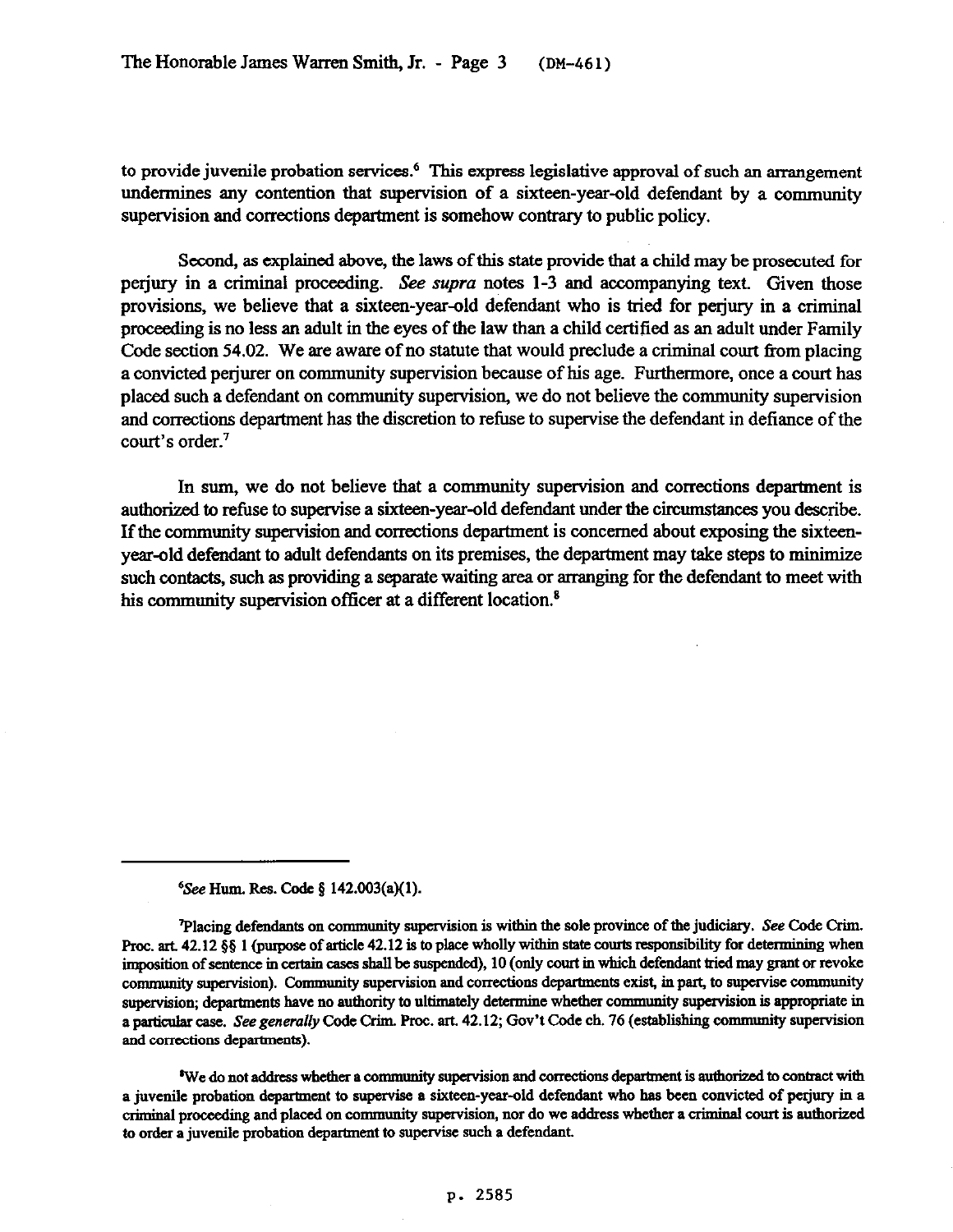to provide juvenile probation services.[6] This express legislative approval of such an arrangement undermines any contention that supervision of a sixteen-year-old defendant by a community supervision and corrections department is somehow contrary to public policy.

Second, as explained above, the laws of this state provide that a child may be prosecuted for perjury in a criminal proceeding. *See supra* notes 1-3 and accompanying text. Given those provisions, we believe that a sixteen-year-old defendant who is tried for perjury in a criminal proceeding is no less an adult in the eyes of the law than a child certified as an adult under Family Code section 54.02. We are aware of no statute that would preclude a criminal court from placing a convicted perjurer on community supervision because of his age. Furthermore, once a court has placed such a defendant on community supervision, we do not believe the community supervision and corrections department has the discretion to refuse to supervise the defendant in defiance of the court's order.[7]

In sum, we do not believe that a community supervision and corrections department is authorized to refuse to supervise a sixteen-year-old defendant under the circumstances you describe. If the community supervision and corrections department is concerned about exposing the sixteen-year-old defendant to adult defendants on its premises, the department may take steps to minimize such contacts, such as providing a separate waiting area or arranging for the defendant to meet with his community supervision officer at a different location.[8]

---

[6]*See* Hum. Res. Code § 142.003(a)(1).

[7]Placing defendants on community supervision is within the sole province of the judiciary. *See* Code Crim. Proc. art. 42.12 §§ 1 (purpose of article 42.12 is to place wholly within state courts responsibility for determining when imposition of sentence in certain cases shall be suspended), 10 (only court in which defendant tried may grant or revoke community supervision). Community supervision and corrections departments exist, in part, to supervise community supervision; departments have no authority to ultimately determine whether community supervision is appropriate in a particular case. *See generally* Code Crim. Proc. art. 42.12; Gov't Code ch. 76 (establishing community supervision and corrections departments).

[8]We do not address whether a community supervision and corrections department is authorized to contract with a juvenile probation department to supervise a sixteen-year-old defendant who has been convicted of perjury in a criminal proceeding and placed on community supervision, nor do we address whether a criminal court is authorized to order a juvenile probation department to supervise such a defendant.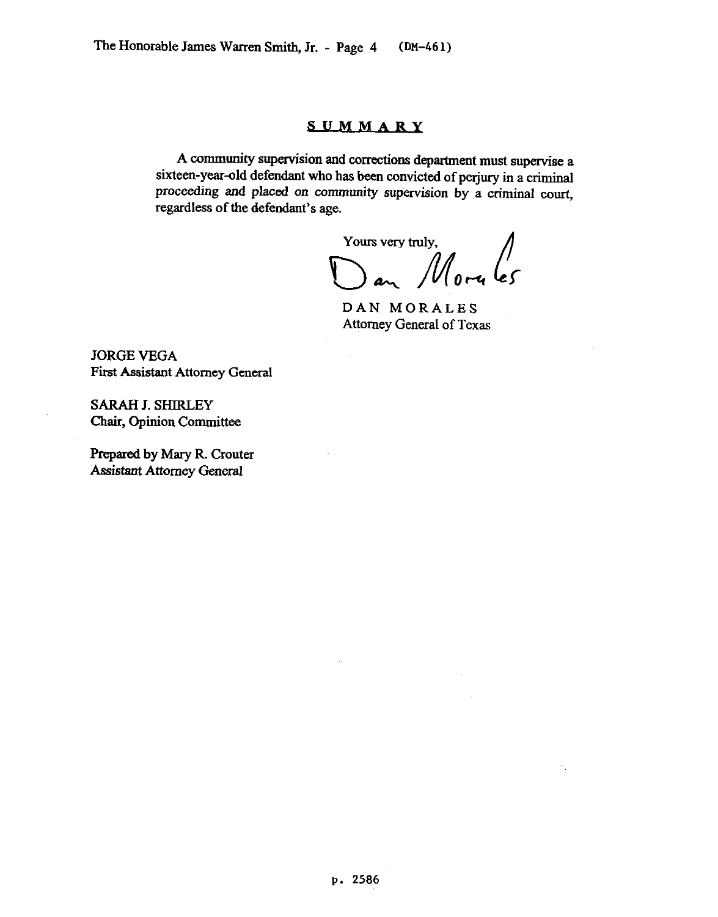## SUMMARY

A community supervision and corrections department must supervise a sixteen-year-old defendant who has been convicted of perjury in a criminal proceeding and placed on community supervision by a criminal court, regardless of the defendant's age.

Yours very truly,

Dan Morales

DAN MORALES
Attorney General of Texas

JORGE VEGA
First Assistant Attorney General

SARAH J. SHIRLEY
Chair, Opinion Committee

Prepared by Mary R. Crouter
Assistant Attorney General